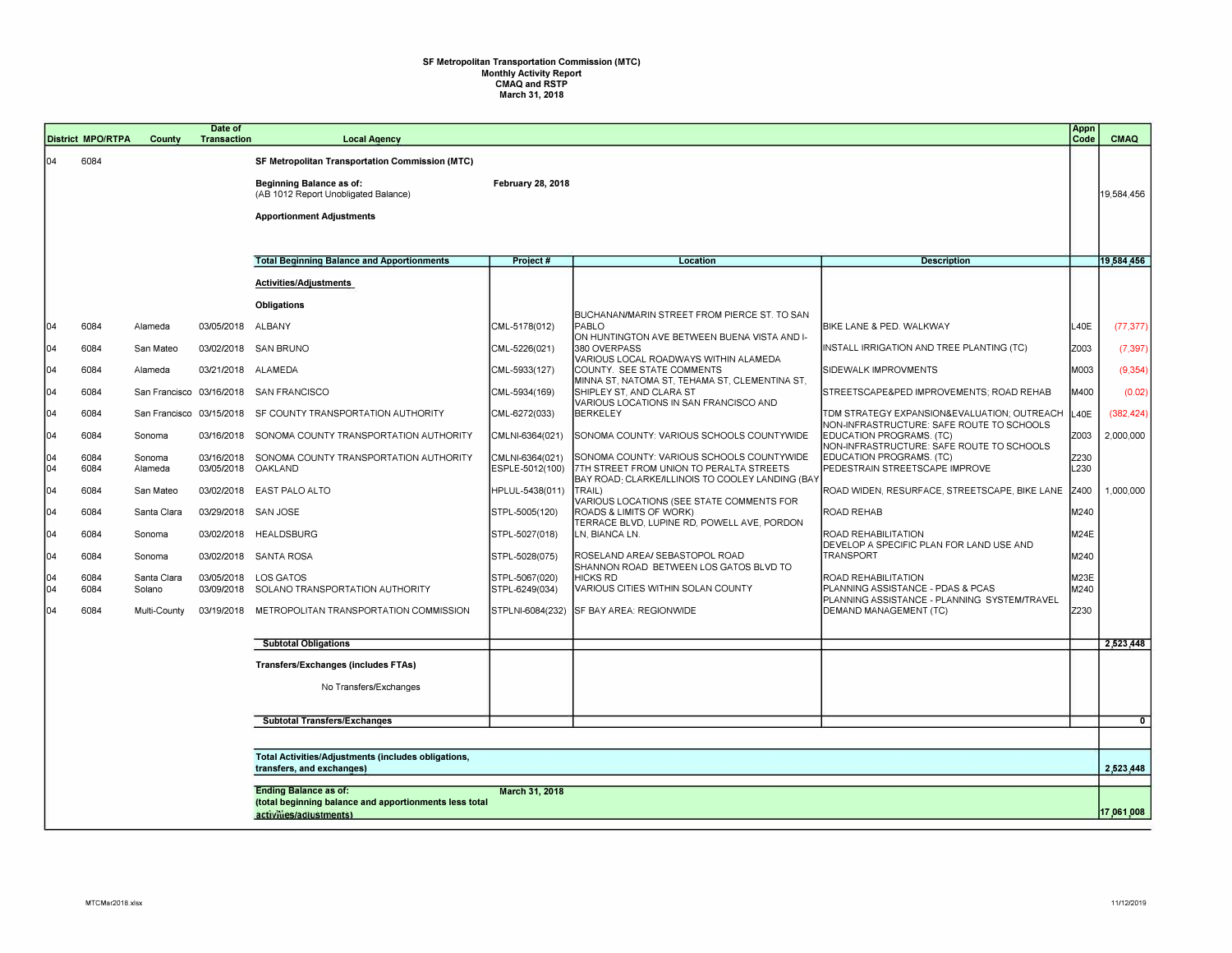# SF Metropolitan Transportation Commission (MTC)
## Monthly Activity Report
## CMAQ and RSTP
## March 31, 2018

| District | MPO/RTPA | County | Date of Transaction | Local Agency | Project # | Location | Description | Appn Code | CMAQ |
|---|---|---|---|---|---|---|---|---|---|
| 04 | 6084 | | | **SF Metropolitan Transportation Commission (MTC)** | | | | | |
| | | | | **Beginning Balance as of:** February 28, 2018 (AB 1012 Report Unobligated Balance) | | | | | 19,584,456 |
| | | | | **Apportionment Adjustments** | | | | | |
| | | | | **Total Beginning Balance and Apportionments** | | | | | **19,584,456** |
| | | | | **Activities/Adjustments** | | | | | |
| | | | | **Obligations** | | | | | |
| 04 | 6084 | Alameda | 03/05/2018 | ALBANY | CML-5178(012) | BUCHANAN/MARIN STREET FROM PIERCE ST. TO SAN PABLO | BIKE LANE & PED. WALKWAY | L40E | (77,377) |
| 04 | 6084 | San Mateo | 03/02/2018 | SAN BRUNO | CML-5226(021) | ON HUNTINGTON AVE BETWEEN BUENA VISTA AND I-380 OVERPASS | INSTALL IRRIGATION AND TREE PLANTING (TC) | Z003 | (7,397) |
| 04 | 6084 | Alameda | 03/21/2018 | ALAMEDA | CML-5933(127) | VARIOUS LOCAL ROADWAYS WITHIN ALAMEDA COUNTY. SEE STATE COMMENTS | SIDEWALK IMPROVMENTS | M003 | (9,354) |
| 04 | 6084 | San Francisco | 03/16/2018 | SAN FRANCISCO | CML-5934(169) | MINNA ST, NATOMA ST, TEHAMA ST, CLEMENTINA ST, SHIPLEY ST, AND CLARA ST | STREETSCAPE&PED IMPROVEMENTS; ROAD REHAB | M400 | (0.02) |
| 04 | 6084 | San Francisco | 03/15/2018 | SF COUNTY TRANSPORTATION AUTHORITY | CML-6272(033) | VARIOUS LOCATIONS IN SAN FRANCISCO AND BERKELEY | TDM STRATEGY EXPANSION&EVALUATION; OUTREACH | L40E | (382,424) |
| 04 | 6084 | Sonoma | 03/16/2018 | SONOMA COUNTY TRANSPORTATION AUTHORITY | CMLNI-6364(021) | SONOMA COUNTY: VARIOUS SCHOOLS COUNTYWIDE | NON-INFRASTRUCTURE: SAFE ROUTE TO SCHOOLS EDUCATION PROGRAMS. (TC) | Z003 | 2,000,000 |
| 04 | 6084 | Sonoma | 03/16/2018 | SONOMA COUNTY TRANSPORTATION AUTHORITY | CMLNI-6364(021) | SONOMA COUNTY: VARIOUS SCHOOLS COUNTYWIDE | NON-INFRASTRUCTURE: SAFE ROUTE TO SCHOOLS EDUCATION PROGRAMS. (TC) | Z230 | |
| 04 | 6084 | Alameda | 03/05/2018 | OAKLAND | ESPLE-5012(100) | 7TH STREET FROM UNION TO PERALTA STREETS | PEDESTRAIN STREETSCAPE IMPROVE | L230 | |
| 04 | 6084 | San Mateo | 03/02/2018 | EAST PALO ALTO | HPLUL-5438(011) | BAY ROAD; CLARKE/ILLINOIS TO COOLEY LANDING (BAY TRAIL) | ROAD WIDEN, RESURFACE, STREETSCAPE, BIKE LANE | Z400 | 1,000,000 |
| 04 | 6084 | Santa Clara | 03/29/2018 | SAN JOSE | STPL-5005(120) | VARIOUS LOCATIONS (SEE STATE COMMENTS FOR ROADS & LIMITS OF WORK) | ROAD REHAB | M240 | |
| 04 | 6084 | Sonoma | 03/02/2018 | HEALDSBURG | STPL-5027(018) | TERRACE BLVD, LUPINE RD, POWELL AVE, PORDON LN, BIANCA LN. | ROAD REHABILITATION | M24E | |
| 04 | 6084 | Sonoma | 03/02/2018 | SANTA ROSA | STPL-5028(075) | ROSELAND AREA/ SEBASTOPOL ROAD | DEVELOP A SPECIFIC PLAN FOR LAND USE AND TRANSPORT | M240 | |
| 04 | 6084 | Santa Clara | 03/05/2018 | LOS GATOS | STPL-5067(020) | SHANNON ROAD BETWEEN LOS GATOS BLVD TO HICKS RD | ROAD REHABILITATION | M23E | |
| 04 | 6084 | Solano | 03/09/2018 | SOLANO TRANSPORTATION AUTHORITY | STPL-6249(034) | VARIOUS CITIES WITHIN SOLAN COUNTY | PLANNING ASSISTANCE - PDAS & PCAS | M240 | |
| 04 | 6084 | Multi-County | 03/19/2018 | METROPOLITAN TRANSPORTATION COMMISSION | STPLNI-6084(232) | SF BAY AREA: REGIONWIDE | PLANNING ASSISTANCE - PLANNING SYSTEM/TRAVEL DEMAND MANAGEMENT (TC) | Z230 | |
| | | | | **Subtotal Obligations** | | | | | **2,523,448** |
| | | | | **Transfers/Exchanges (includes FTAs)** | | | | | |
| | | | | No Transfers/Exchanges | | | | | |
| | | | | **Subtotal Transfers/Exchanges** | | | | | **0** |
| | | | | **Total Activities/Adjustments (includes obligations, transfers, and exchanges)** | | | | | **2,523,448** |
| | | | | **Ending Balance as of:** March 31, 2018 **(total beginning balance and apportionments less total activities/adjustments)** | | | | | **17,061,008** |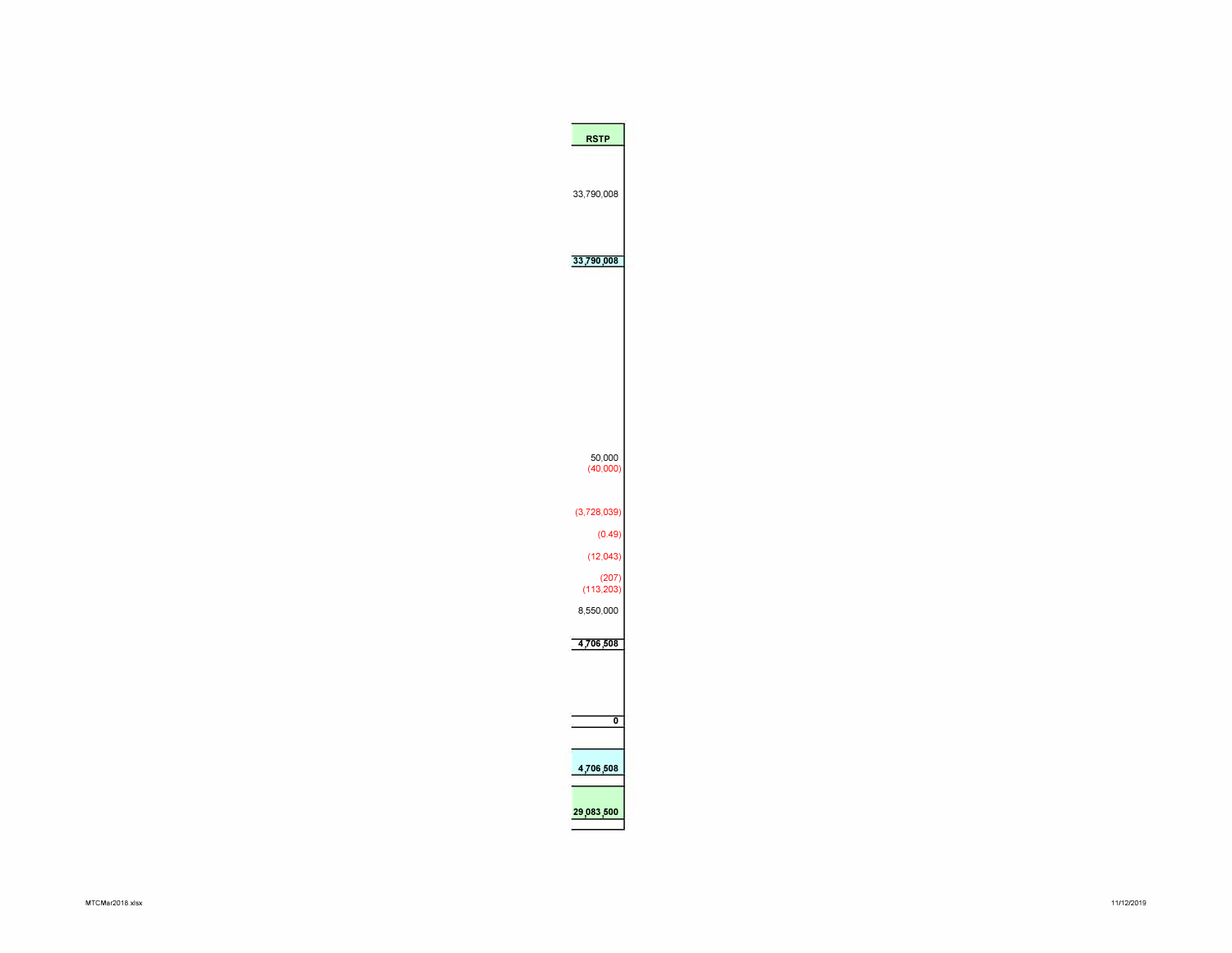| RSTP |
|---|
| 33,790,008 |
| **33,790,008** |
| 50,000 |
| (40,000) |
| (3,728,039) |
| (0.49) |
| (12,043) |
| (207) |
| (113,203) |
| 8,550,000 |
| **4,706,508** |
| **0** |
| **4,706,508** |
| **29,083,500** |